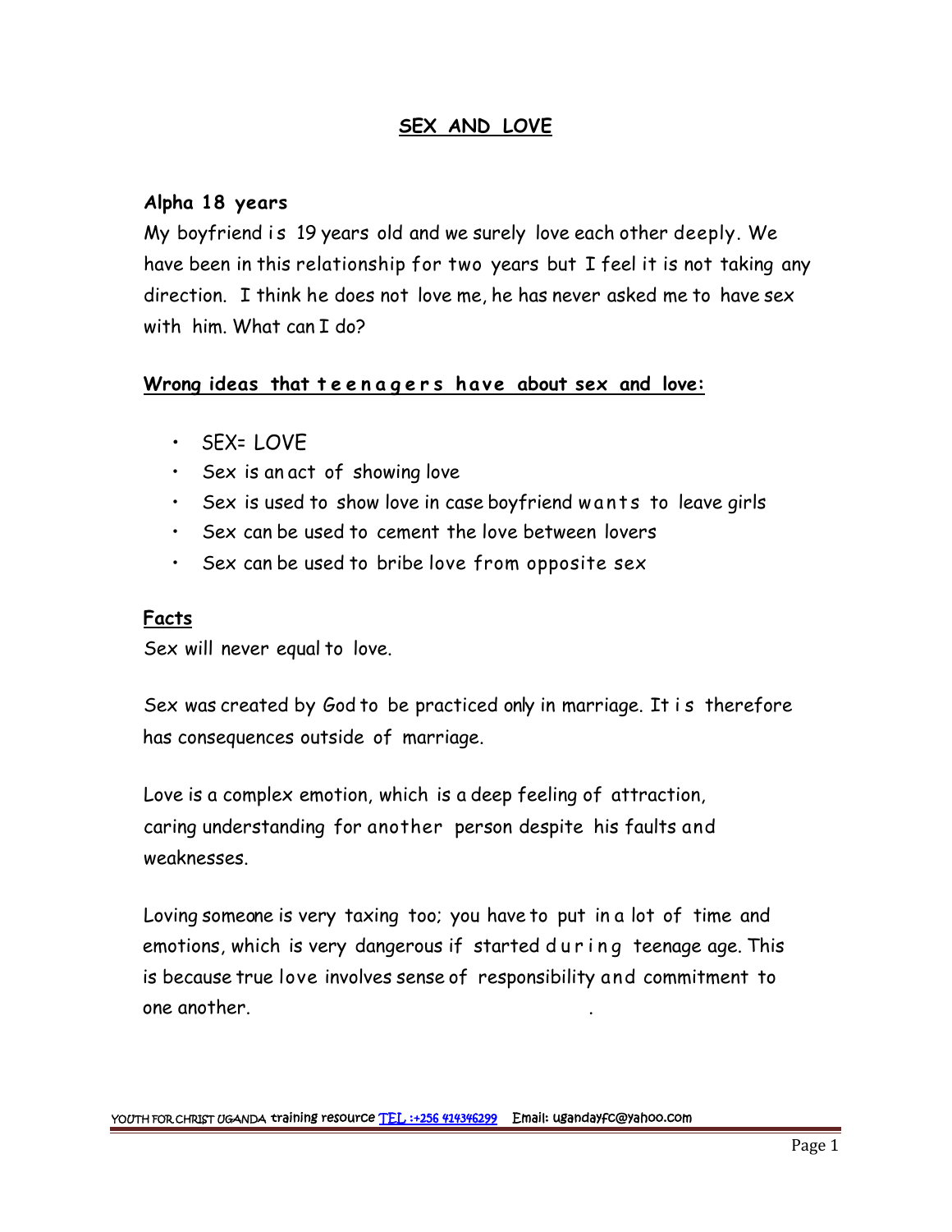# SEX AND LOVE

**Alpha 18 years**

My boyfriend is 19 years old and we surely love each other deeply. We have been in this relationship for two years but I feel it is not taking any direction. I think he does not love me, he has never asked me to have sex with him. What can I do?

## Wrong ideas that teenagers have about sex and love:

- SEX= LOVE
- Sex is an act of showing love
- Sex is used to show love in case boyfriend wants to leave girls
- Sex can be used to cement the love between lovers
- Sex can be used to bribe love from opposite sex

## Facts

Sex will never equal to love.

Sex was created by God to be practiced only in marriage. It is therefore has consequences outside of marriage.

Love is a complex emotion, which is a deep feeling of attraction, caring understanding for another person despite his faults and weaknesses.

Loving someone is very taxing too; you have to put in a lot of time and emotions, which is very dangerous if started during teenage age. This is because true love involves sense of responsibility and commitment to one another.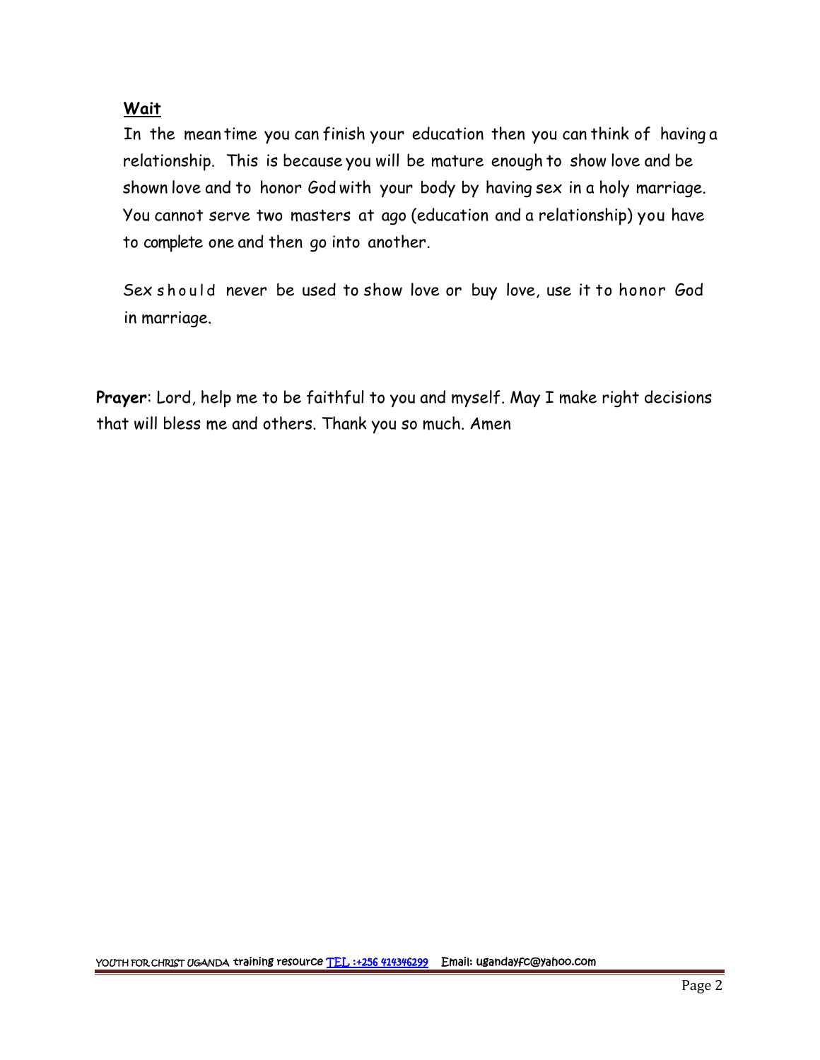**Wait**

In the mean time you can finish your education then you can think of having a relationship. This is because you will be mature enough to show love and be shown love and to honor God with your body by having sex in a holy marriage. You cannot serve two masters at ago (education and a relationship) you have to complete one and then go into another.

Sex should never be used to show love or buy love, use it to honor God in marriage.

**Prayer**: Lord, help me to be faithful to you and myself. May I make right decisions that will bless me and others. Thank you so much. Amen